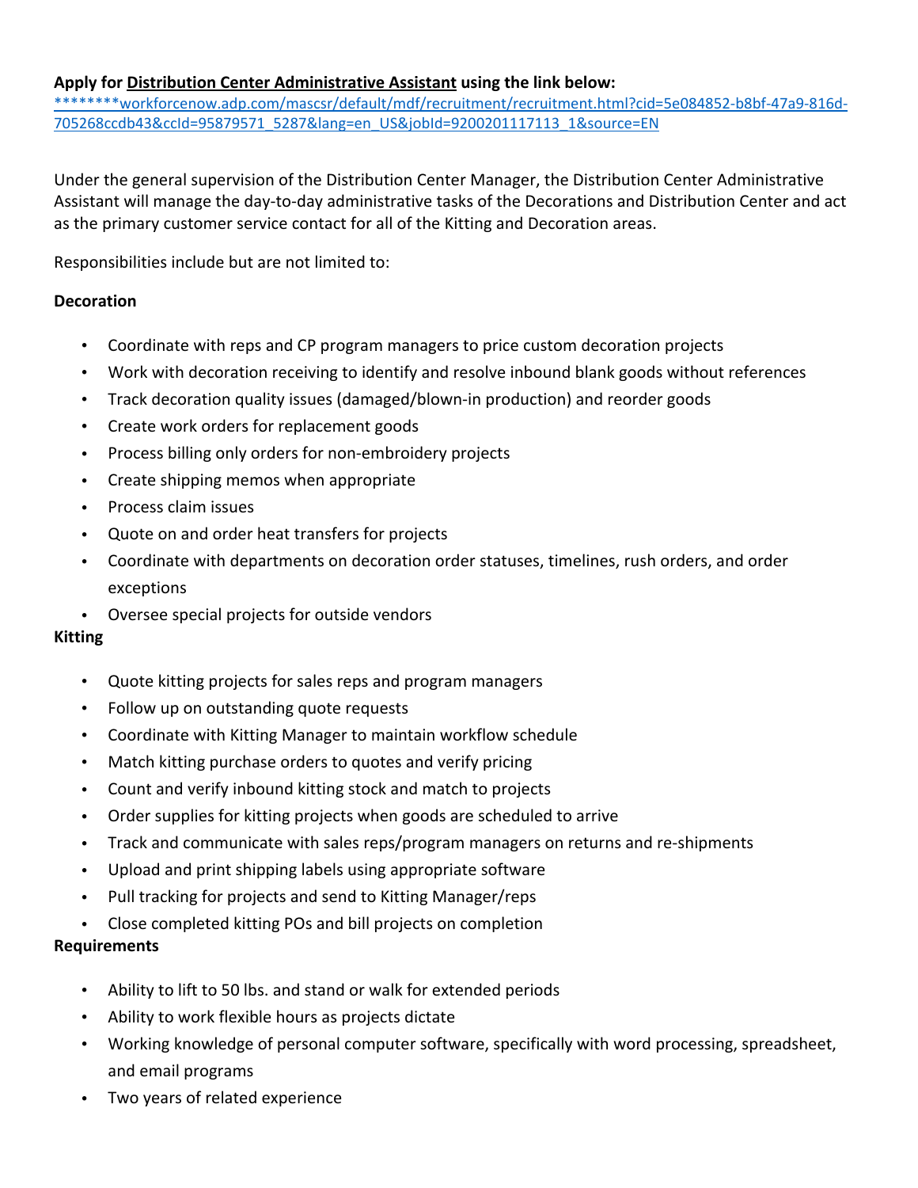**Apply for Distribution Center Administrative Assistant using the link below:**
********workforcenow.adp.com/mascsr/default/mdf/recruitment/recruitment.html?cid=5e084852-b8bf-47a9-816d-705268ccdb43&ccId=95879571_5287&lang=en_US&jobId=9200201117113_1&source=EN

Under the general supervision of the Distribution Center Manager, the Distribution Center Administrative Assistant will manage the day-to-day administrative tasks of the Decorations and Distribution Center and act as the primary customer service contact for all of the Kitting and Decoration areas.

Responsibilities include but are not limited to:

**Decoration**

- Coordinate with reps and CP program managers to price custom decoration projects
- Work with decoration receiving to identify and resolve inbound blank goods without references
- Track decoration quality issues (damaged/blown-in production) and reorder goods
- Create work orders for replacement goods
- Process billing only orders for non-embroidery projects
- Create shipping memos when appropriate
- Process claim issues
- Quote on and order heat transfers for projects
- Coordinate with departments on decoration order statuses, timelines, rush orders, and order exceptions
- Oversee special projects for outside vendors

**Kitting**

- Quote kitting projects for sales reps and program managers
- Follow up on outstanding quote requests
- Coordinate with Kitting Manager to maintain workflow schedule
- Match kitting purchase orders to quotes and verify pricing
- Count and verify inbound kitting stock and match to projects
- Order supplies for kitting projects when goods are scheduled to arrive
- Track and communicate with sales reps/program managers on returns and re-shipments
- Upload and print shipping labels using appropriate software
- Pull tracking for projects and send to Kitting Manager/reps
- Close completed kitting POs and bill projects on completion

**Requirements**

- Ability to lift to 50 lbs. and stand or walk for extended periods
- Ability to work flexible hours as projects dictate
- Working knowledge of personal computer software, specifically with word processing, spreadsheet, and email programs
- Two years of related experience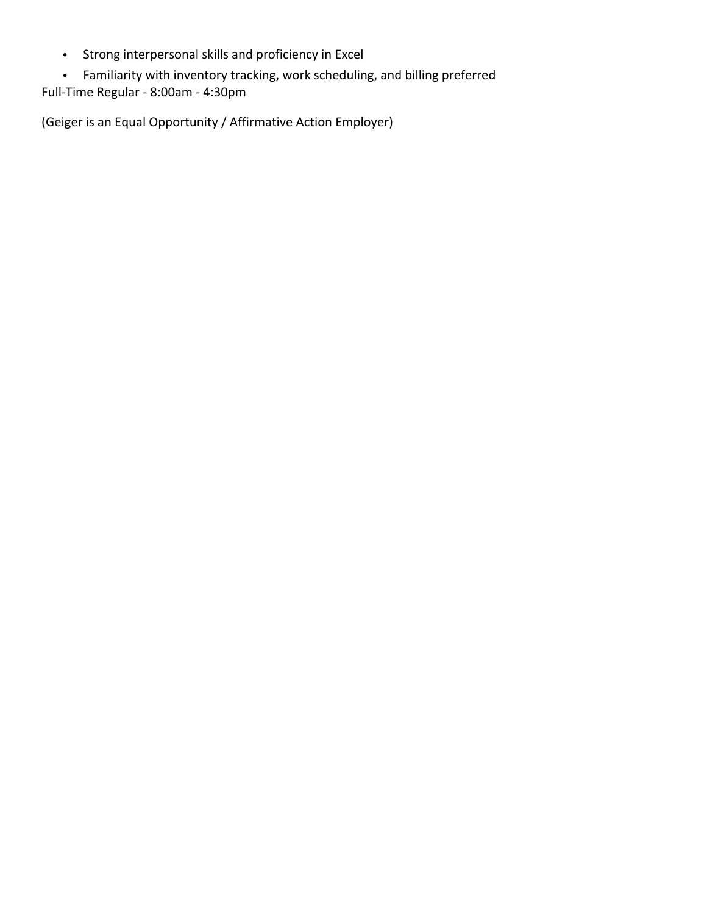- Strong interpersonal skills and proficiency in Excel
- Familiarity with inventory tracking, work scheduling, and billing preferred

Full-Time Regular - 8:00am - 4:30pm

(Geiger is an Equal Opportunity / Affirmative Action Employer)